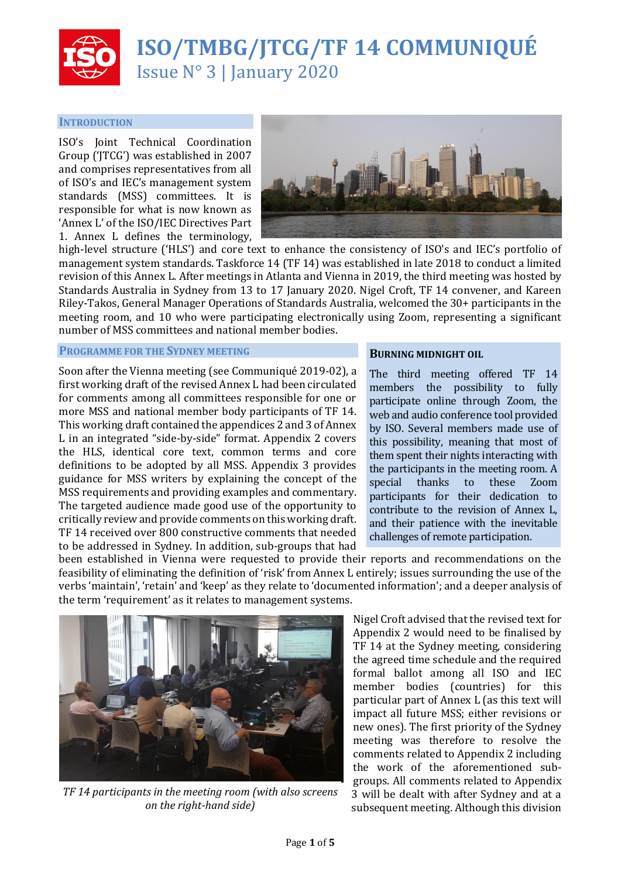# ISO/TMBG/JTCG/TF 14 COMMUNIQUÉ

## Issue N° 3 | January 2020

### INTRODUCTION

ISO's Joint Technical Coordination Group ('JTCG') was established in 2007 and comprises representatives from all of ISO's and IEC's management system standards (MSS) committees. It is responsible for what is now known as 'Annex L' of the ISO/IEC Directives Part 1. Annex L defines the terminology, high-level structure ('HLS') and core text to enhance the consistency of ISO's and IEC's portfolio of management system standards. Taskforce 14 (TF 14) was established in late 2018 to conduct a limited revision of this Annex L. After meetings in Atlanta and Vienna in 2019, the third meeting was hosted by Standards Australia in Sydney from 13 to 17 January 2020. Nigel Croft, TF 14 convener, and Kareen Riley-Takos, General Manager Operations of Standards Australia, welcomed the 30+ participants in the meeting room, and 10 who were participating electronically using Zoom, representing a significant number of MSS committees and national member bodies.

### PROGRAMME FOR THE SYDNEY MEETING

Soon after the Vienna meeting (see Communiqué 2019-02), a first working draft of the revised Annex L had been circulated for comments among all committees responsible for one or more MSS and national member body participants of TF 14. This working draft contained the appendices 2 and 3 of Annex L in an integrated "side-by-side" format. Appendix 2 covers the HLS, identical core text, common terms and core definitions to be adopted by all MSS. Appendix 3 provides guidance for MSS writers by explaining the concept of the MSS requirements and providing examples and commentary. The targeted audience made good use of the opportunity to critically review and provide comments on this working draft. TF 14 received over 800 constructive comments that needed to be addressed in Sydney. In addition, sub-groups that had been established in Vienna were requested to provide their reports and recommendations on the feasibility of eliminating the definition of 'risk' from Annex L entirely; issues surrounding the use of the verbs 'maintain', 'retain' and 'keep' as they relate to 'documented information'; and a deeper analysis of the term 'requirement' as it relates to management systems.

### BURNING MIDNIGHT OIL

The third meeting offered TF 14 members the possibility to fully participate online through Zoom, the web and audio conference tool provided by ISO. Several members made use of this possibility, meaning that most of them spent their nights interacting with the participants in the meeting room. A special thanks to these Zoom participants for their dedication to contribute to the revision of Annex L, and their patience with the inevitable challenges of remote participation.

*TF 14 participants in the meeting room (with also screens on the right-hand side)*

Nigel Croft advised that the revised text for Appendix 2 would need to be finalised by TF 14 at the Sydney meeting, considering the agreed time schedule and the required formal ballot among all ISO and IEC member bodies (countries) for this particular part of Annex L (as this text will impact all future MSS; either revisions or new ones). The first priority of the Sydney meeting was therefore to resolve the comments related to Appendix 2 including the work of the aforementioned sub-groups. All comments related to Appendix 3 will be dealt with after Sydney and at a subsequent meeting. Although this division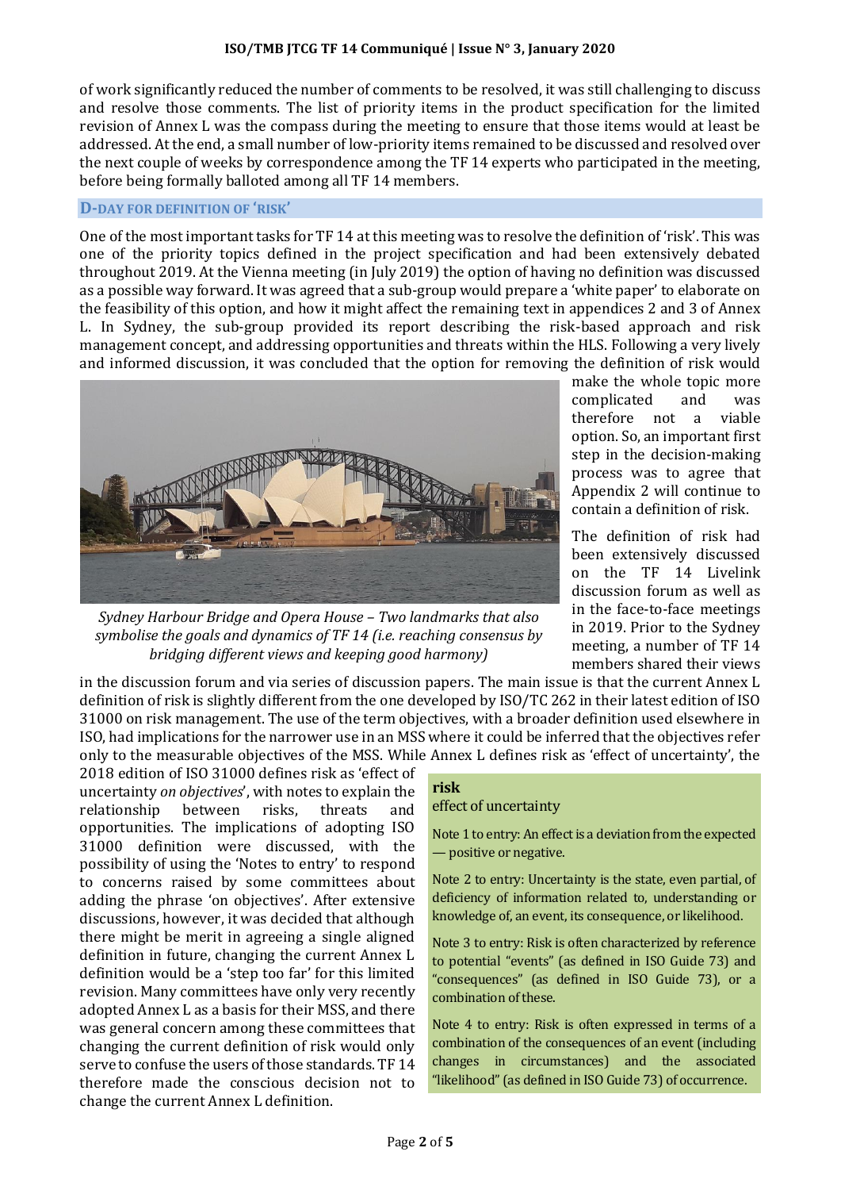of work significantly reduced the number of comments to be resolved, it was still challenging to discuss and resolve those comments. The list of priority items in the product specification for the limited revision of Annex L was the compass during the meeting to ensure that those items would at least be addressed. At the end, a small number of low-priority items remained to be discussed and resolved over the next couple of weeks by correspondence among the TF 14 experts who participated in the meeting, before being formally balloted among all TF 14 members.

## D-DAY FOR DEFINITION OF 'RISK'

One of the most important tasks for TF 14 at this meeting was to resolve the definition of 'risk'. This was one of the priority topics defined in the project specification and had been extensively debated throughout 2019. At the Vienna meeting (in July 2019) the option of having no definition was discussed as a possible way forward. It was agreed that a sub-group would prepare a 'white paper' to elaborate on the feasibility of this option, and how it might affect the remaining text in appendices 2 and 3 of Annex L. In Sydney, the sub-group provided its report describing the risk-based approach and risk management concept, and addressing opportunities and threats within the HLS. Following a very lively and informed discussion, it was concluded that the option for removing the definition of risk would make the whole topic more complicated and was therefore not a viable option. So, an important first step in the decision-making process was to agree that Appendix 2 will continue to contain a definition of risk.

*Sydney Harbour Bridge and Opera House – Two landmarks that also symbolise the goals and dynamics of TF 14 (i.e. reaching consensus by bridging different views and keeping good harmony)*

The definition of risk had been extensively discussed on the TF 14 Livelink discussion forum as well as in the face-to-face meetings in 2019. Prior to the Sydney meeting, a number of TF 14 members shared their views in the discussion forum and via series of discussion papers. The main issue is that the current Annex L definition of risk is slightly different from the one developed by ISO/TC 262 in their latest edition of ISO 31000 on risk management. The use of the term objectives, with a broader definition used elsewhere in ISO, had implications for the narrower use in an MSS where it could be inferred that the objectives refer only to the measurable objectives of the MSS. While Annex L defines risk as 'effect of uncertainty', the 2018 edition of ISO 31000 defines risk as 'effect of uncertainty *on objectives*', with notes to explain the relationship between risks, threats and opportunities. The implications of adopting ISO 31000 definition were discussed, with the possibility of using the 'Notes to entry' to respond to concerns raised by some committees about adding the phrase 'on objectives'. After extensive discussions, however, it was decided that although there might be merit in agreeing a single aligned definition in future, changing the current Annex L definition would be a 'step too far' for this limited revision. Many committees have only very recently adopted Annex L as a basis for their MSS, and there was general concern among these committees that changing the current definition of risk would only serve to confuse the users of those standards. TF 14 therefore made the conscious decision not to change the current Annex L definition.

> **risk**
> effect of uncertainty
>
> Note 1 to entry: An effect is a deviation from the expected — positive or negative.
>
> Note 2 to entry: Uncertainty is the state, even partial, of deficiency of information related to, understanding or knowledge of, an event, its consequence, or likelihood.
>
> Note 3 to entry: Risk is often characterized by reference to potential "events" (as defined in ISO Guide 73) and "consequences" (as defined in ISO Guide 73), or a combination of these.
>
> Note 4 to entry: Risk is often expressed in terms of a combination of the consequences of an event (including changes in circumstances) and the associated "likelihood" (as defined in ISO Guide 73) of occurrence.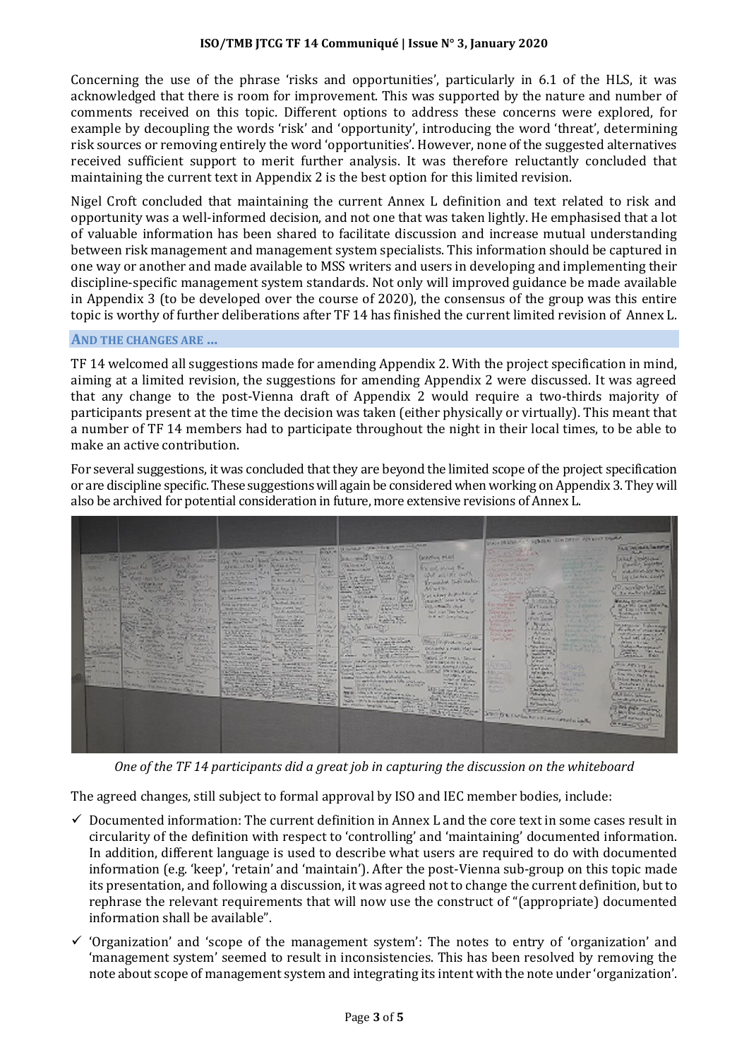Concerning the use of the phrase 'risks and opportunities', particularly in 6.1 of the HLS, it was acknowledged that there is room for improvement. This was supported by the nature and number of comments received on this topic. Different options to address these concerns were explored, for example by decoupling the words 'risk' and 'opportunity', introducing the word 'threat', determining risk sources or removing entirely the word 'opportunities'. However, none of the suggested alternatives received sufficient support to merit further analysis. It was therefore reluctantly concluded that maintaining the current text in Appendix 2 is the best option for this limited revision.

Nigel Croft concluded that maintaining the current Annex L definition and text related to risk and opportunity was a well-informed decision, and not one that was taken lightly. He emphasised that a lot of valuable information has been shared to facilitate discussion and increase mutual understanding between risk management and management system specialists. This information should be captured in one way or another and made available to MSS writers and users in developing and implementing their discipline-specific management system standards. Not only will improved guidance be made available in Appendix 3 (to be developed over the course of 2020), the consensus of the group was this entire topic is worthy of further deliberations after TF 14 has finished the current limited revision of Annex L.

## AND THE CHANGES ARE …

TF 14 welcomed all suggestions made for amending Appendix 2. With the project specification in mind, aiming at a limited revision, the suggestions for amending Appendix 2 were discussed. It was agreed that any change to the post-Vienna draft of Appendix 2 would require a two-thirds majority of participants present at the time the decision was taken (either physically or virtually). This meant that a number of TF 14 members had to participate throughout the night in their local times, to be able to make an active contribution.

For several suggestions, it was concluded that they are beyond the limited scope of the project specification or are discipline specific. These suggestions will again be considered when working on Appendix 3. They will also be archived for potential consideration in future, more extensive revisions of Annex L.

*One of the TF 14 participants did a great job in capturing the discussion on the whiteboard*

The agreed changes, still subject to formal approval by ISO and IEC member bodies, include:

- ✓ Documented information: The current definition in Annex L and the core text in some cases result in circularity of the definition with respect to 'controlling' and 'maintaining' documented information. In addition, different language is used to describe what users are required to do with documented information (e.g. 'keep', 'retain' and 'maintain'). After the post-Vienna sub-group on this topic made its presentation, and following a discussion, it was agreed not to change the current definition, but to rephrase the relevant requirements that will now use the construct of "(appropriate) documented information shall be available".
- ✓ 'Organization' and 'scope of the management system': The notes to entry of 'organization' and 'management system' seemed to result in inconsistencies. This has been resolved by removing the note about scope of management system and integrating its intent with the note under 'organization'.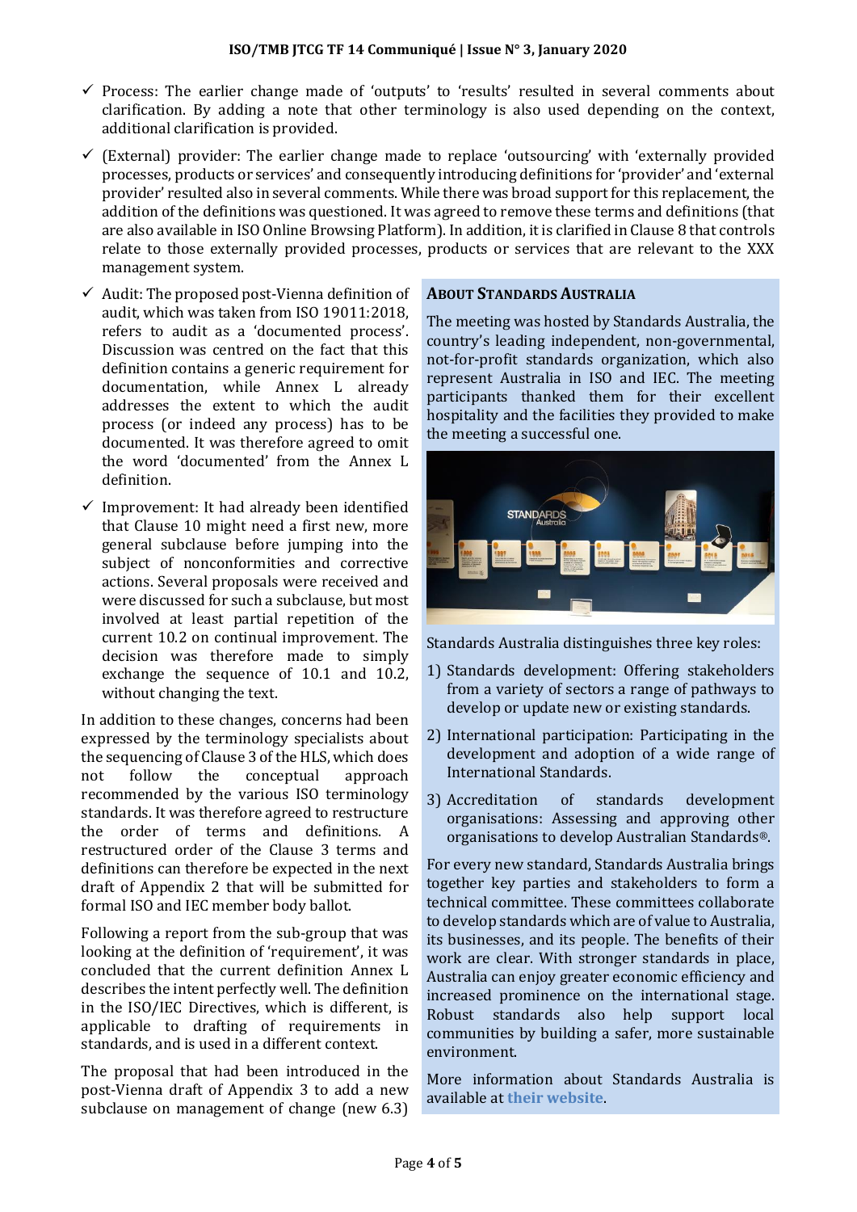- ✓ Process: The earlier change made of 'outputs' to 'results' resulted in several comments about clarification. By adding a note that other terminology is also used depending on the context, additional clarification is provided.
- ✓ (External) provider: The earlier change made to replace 'outsourcing' with 'externally provided processes, products or services' and consequently introducing definitions for 'provider' and 'external provider' resulted also in several comments. While there was broad support for this replacement, the addition of the definitions was questioned. It was agreed to remove these terms and definitions (that are also available in ISO Online Browsing Platform). In addition, it is clarified in Clause 8 that controls relate to those externally provided processes, products or services that are relevant to the XXX management system.
- ✓ Audit: The proposed post-Vienna definition of audit, which was taken from ISO 19011:2018, refers to audit as a 'documented process'. Discussion was centred on the fact that this definition contains a generic requirement for documentation, while Annex L already addresses the extent to which the audit process (or indeed any process) has to be documented. It was therefore agreed to omit the word 'documented' from the Annex L definition.
- ✓ Improvement: It had already been identified that Clause 10 might need a first new, more general subclause before jumping into the subject of nonconformities and corrective actions. Several proposals were received and were discussed for such a subclause, but most involved at least partial repetition of the current 10.2 on continual improvement. The decision was therefore made to simply exchange the sequence of 10.1 and 10.2, without changing the text.

In addition to these changes, concerns had been expressed by the terminology specialists about the sequencing of Clause 3 of the HLS, which does not follow the conceptual approach recommended by the various ISO terminology standards. It was therefore agreed to restructure the order of terms and definitions. A restructured order of the Clause 3 terms and definitions can therefore be expected in the next draft of Appendix 2 that will be submitted for formal ISO and IEC member body ballot.

Following a report from the sub-group that was looking at the definition of 'requirement', it was concluded that the current definition Annex L describes the intent perfectly well. The definition in the ISO/IEC Directives, which is different, is applicable to drafting of requirements in standards, and is used in a different context.

The proposal that had been introduced in the post-Vienna draft of Appendix 3 to add a new subclause on management of change (new 6.3)

## About Standards Australia

The meeting was hosted by Standards Australia, the country's leading independent, non-governmental, not-for-profit standards organization, which also represent Australia in ISO and IEC. The meeting participants thanked them for their excellent hospitality and the facilities they provided to make the meeting a successful one.

Standards Australia distinguishes three key roles:

1) Standards development: Offering stakeholders from a variety of sectors a range of pathways to develop or update new or existing standards.
2) International participation: Participating in the development and adoption of a wide range of International Standards.
3) Accreditation of standards development organisations: Assessing and approving other organisations to develop Australian Standards®.

For every new standard, Standards Australia brings together key parties and stakeholders to form a technical committee. These committees collaborate to develop standards which are of value to Australia, its businesses, and its people. The benefits of their work are clear. With stronger standards in place, Australia can enjoy greater economic efficiency and increased prominence on the international stage. Robust standards also help support local communities by building a safer, more sustainable environment.

More information about Standards Australia is available at **their website**.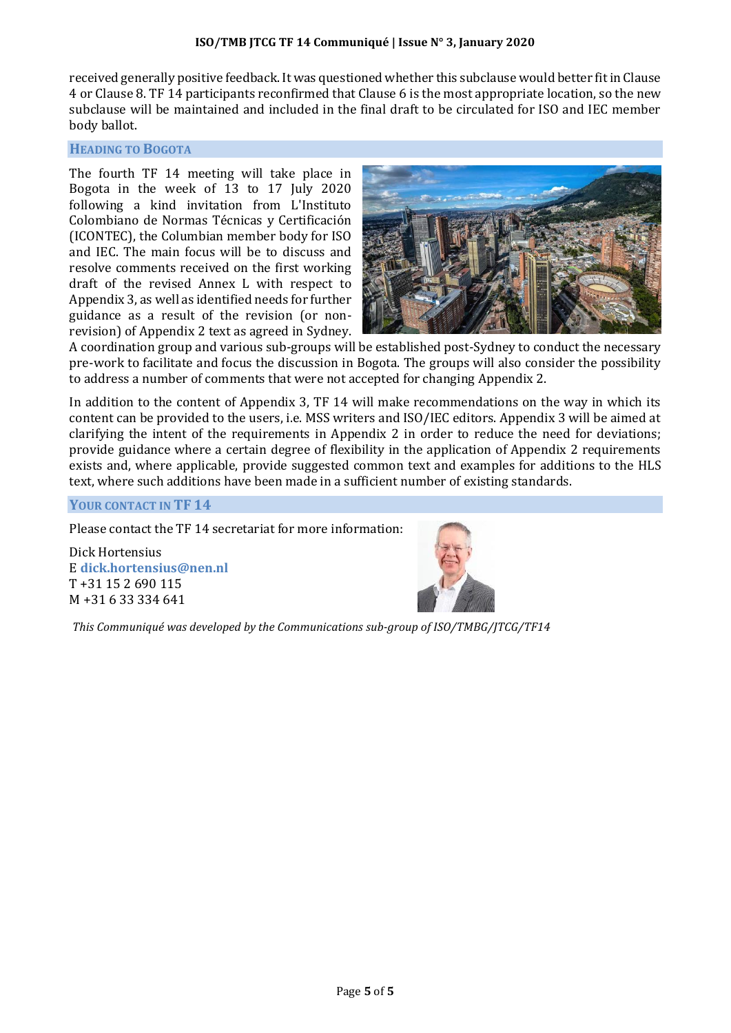received generally positive feedback. It was questioned whether this subclause would better fit in Clause 4 or Clause 8. TF 14 participants reconfirmed that Clause 6 is the most appropriate location, so the new subclause will be maintained and included in the final draft to be circulated for ISO and IEC member body ballot.

## Heading to Bogota

The fourth TF 14 meeting will take place in Bogota in the week of 13 to 17 July 2020 following a kind invitation from L'Instituto Colombiano de Normas Técnicas y Certificación (ICONTEC), the Columbian member body for ISO and IEC. The main focus will be to discuss and resolve comments received on the first working draft of the revised Annex L with respect to Appendix 3, as well as identified needs for further guidance as a result of the revision (or non-revision) of Appendix 2 text as agreed in Sydney. A coordination group and various sub-groups will be established post-Sydney to conduct the necessary pre-work to facilitate and focus the discussion in Bogota. The groups will also consider the possibility to address a number of comments that were not accepted for changing Appendix 2.

In addition to the content of Appendix 3, TF 14 will make recommendations on the way in which its content can be provided to the users, i.e. MSS writers and ISO/IEC editors. Appendix 3 will be aimed at clarifying the intent of the requirements in Appendix 2 in order to reduce the need for deviations; provide guidance where a certain degree of flexibility in the application of Appendix 2 requirements exists and, where applicable, provide suggested common text and examples for additions to the HLS text, where such additions have been made in a sufficient number of existing standards.

## Your contact in TF 14

Please contact the TF 14 secretariat for more information:

Dick Hortensius
E **dick.hortensius@nen.nl**
T +31 15 2 690 115
M +31 6 33 334 641

*This Communiqué was developed by the Communications sub-group of ISO/TMBG/JTCG/TF14*